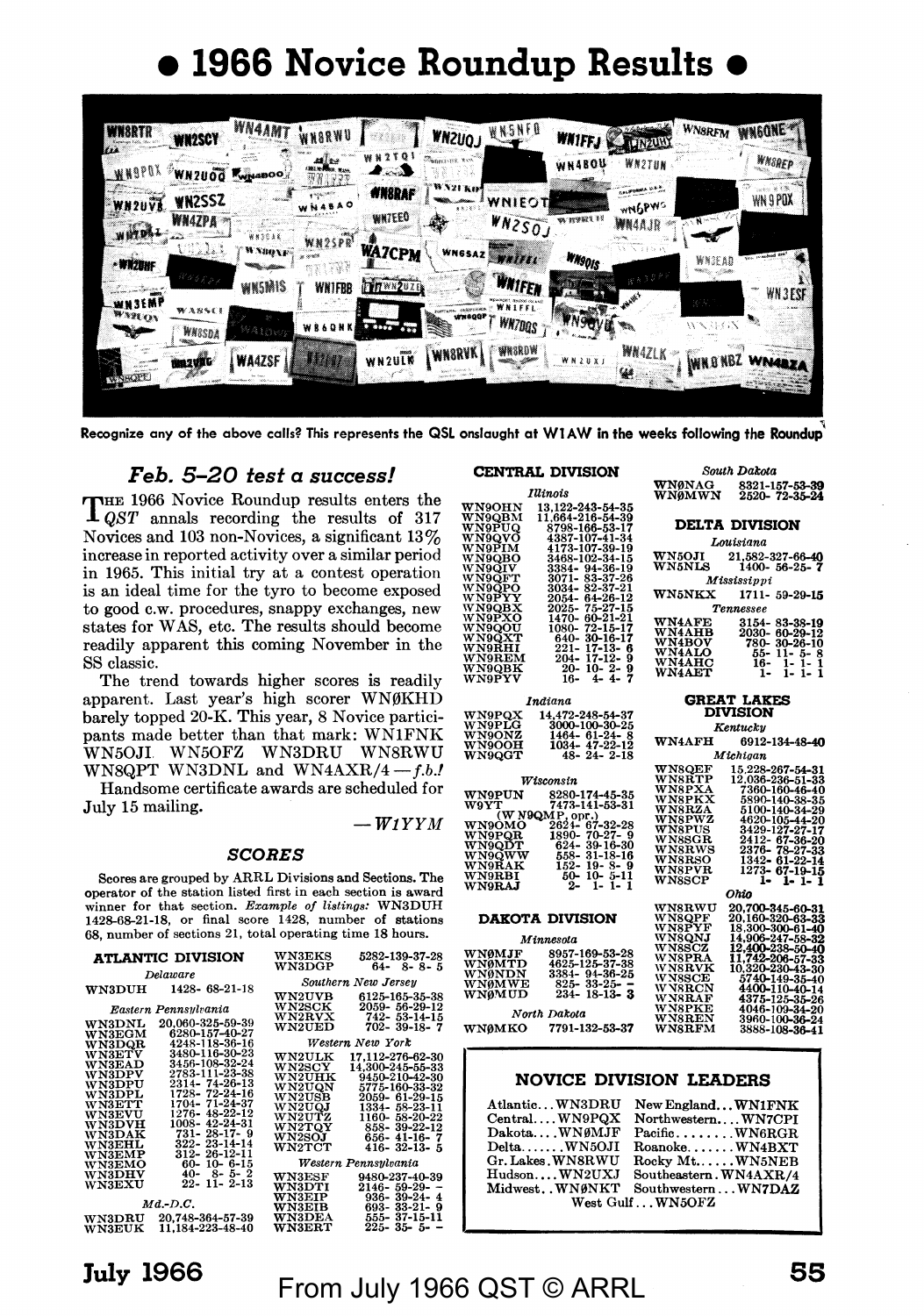# • 1966 Novice Roundup Results •

Recognize any of the above calls? This represents the QSL onslaught at W1AW in the weeks following the Roundup

## *Feb. 5–20 test a success!*

The 1966 Novice Roundup results enters the *QST* annals recording the results of 317 Novices and 103 non-Novices, a significant 13% increase in reported activity over a similar period in 1965. This initial try at a contest operation is an ideal time for the tyro to become exposed to good c.w. procedures, snappy exchanges, new states for WAS, etc. The results should become readily apparent this coming November in the SS classic.

The trend towards higher scores is readily apparent. Last year's high scorer WNØKHD barely topped 20-K. This year, 8 Novice participants made better than that mark: WN1FNK WN5OJI WN5OFZ WN3DRU WN8RWU WN8QPT WN3DNL and WN4AXR/4—*f.b.!*

Handsome certificate awards are scheduled for July 15 mailing.

—*W1YYM*

### *SCORES*

Scores are grouped by ARRL Divisions and Sections. The operator of the station listed first in each section is award winner for that section. *Example of listings:* WN3DUH 1428-68-21-18, or final score 1428, number of stations 68, number of sections 21, total operating time 18 hours.

#### ATLANTIC DIVISION

*Delaware*

WN3DUH 1428- 68-21-18

*Eastern Pennsylvania*

WN3DNL 20,060-325-59-39
WN3EGM 6280-157-40-27
WN3DQR 4248-118-36-16
WN3ETV 3480-116-30-23
WN3EAD 3456-108-32-24
WN3DPV 2783-111-23-38
WN3DPU 2314- 74-26-13
WN3DPL 1728- 72-24-16
WN3ETT 1704- 71-24-37
WN3EVU 1276- 48-22-12
WN3DVH 1008- 42-24-31
WN3DAK 731- 28-17- 9
WN3EHL 322- 23-14-14
WN3EMP 312- 26-12-11
WN3EMO 60- 10- 6-15
WN3DHV 40- 8- 5- 2
WN3EXU 22- 11- 2-13

*Md.-D.C.*

WN3DRU 20,748-364-57-39
WN3EUK 11,184-223-48-40
WN3EKS 5282-139-37-28
WN3DGP 64- 8- 8- 5

*Southern New Jersey*

WN2UVB 6125-165-35-38
WN2SCK 2059- 56-29-12
WN2RVX 742- 53-14-15
WN2UED 702- 39-18- 7

*Western New York*

WN2ULK 17,112-276-62-30
WN2SCY 14,300-245-55-33
WN2UHK 9450-210-42-30
WN2UQN 5775-160-33-32
WN2USB 2059- 61-29-15
WN2UQJ 1334- 58-23-11
WN2UTZ 1160- 58-20-22
WN2TQY 858- 39-22-12
WN2SOJ 656- 41-16- 7
WN2TCT 416- 32-13- 5

*Western Pennsylvania*

WN3ESF 9480-237-40-39
WN3DTI 2146- 59-29- –
WN3EIP 936- 39-24- 4
WN3EIB 693- 33-21- 9
WN3DEA 555- 37-15-11
WN3ERT 225- 35- 5- –

#### CENTRAL DIVISION

*Illinois*

WN9OHN 13,122-243-54-35
WN9QBM 11,664-216-54-39
WN9PUQ 8798-166-53-17
WN9QVO 4387-107-41-34
WN9PIM 4173-107-39-19
WN9QBO 3468-102-34-15
WN9QIV 3384- 94-36-19
WN9QFT 3071- 83-37-26
WN9QPO 3034- 82-37-21
WN9PYY 2054- 64-26-12
WN9QBX 2025- 75-27-15
WN9PXO 1470- 60-21-21
WN9QOU 1080- 72-15-17
WN9QXT 640- 30-16-17
WN9RHI 221- 17-13- 6
WN9REM 204- 17-12- 9
WN9QBK 20- 10- 2- 9
WN9PYV 16- 4- 4- 7

*Indiana*

WN9PQX 14,472-248-54-37
WN9PLG 3000-100-30-25
WN9ONZ 1464- 61-24- 8
WN9OOH 1034- 47-22-12
WN9QGT 48- 24- 2-18

*Wisconsin*

WN9PUN 8280-174-45-35
W9YT 7473-141-53-31
(W N9QMP, opr.)
WN9OMO 2624- 67-32-28
WN9PQR 1890- 70-27- 9
WN9QDT 624- 39-16-30
WN9QWW 558- 31-18-16
WN9RAK 152- 19- 8- 9
WN9RBI 50- 10- 5-11
WN9RAJ 2- 1- 1- 1

#### DAKOTA DIVISION

*Minnesota*

WNØMJF 8957-169-53-28
WNØMTD 4625-125-37-38
WNØNDN 3384- 94-36-25
WNØMWE 825- 33-25- –
WNØMUD 234- 18-13- 3

*North Dakota*

WNØMKO 7791-132-53-37

*South Dakota*

WNØNAG 8321-157-53-39
WNØMWN 2520- 72-35-24

#### DELTA DIVISION

*Louisiana*

WN5OJI 21,582-327-66-40
WN5NLS 1400- 56-25- 7

*Mississippi*

WN5NKX 1711- 59-29-15

*Tennessee*

WN4AFE 3154- 83-38-19
WN4AHB 2030- 60-29-12
WN4BOV 780- 30-26-10
WN4ALO 55- 11- 5- 8
WN4AHC 16- 1- 1- 1
WN4AET 1- 1- 1- 1

#### GREAT LAKES DIVISION

*Kentucky*

WN4AFH 6912-134-48-40

*Michigan*

WN8QEF 15,228-267-54-31
WN8RTP 12,036-236-51-33
WN8PXA 7360-160-46-40
WN8PKX 5890-140-38-35
WN8RZA 5100-140-34-29
WN8PWZ 4620-105-44-20
WN8PUS 3429-127-27-17
WN8SGR 2412- 67-36-20
WN8RWS 2376- 78-27-33
WN8RSO 1342- 61-22-14
WN8PVR 1273- 67-19-15
WN8SCP 1- 1- 1- 1

*Ohio*

WN8RWU 20,700-345-60-31
WN8QPF 20,160-320-63-33
WN8PYF 18,300-300-61-40
WN8QNJ 14,906-247-58-32
WN8SCZ 12,400-238-50-40
WN8PRA 11,742-206-57-33
WN8RVX 10,320-230-43-30
WN8SCE 5740-149-35-40
WN8RCN 4400-110-40-14
WN8RAF 4375-125-35-26
WN8PKE 4046-109-34-20
WN8REN 3960-100-36-24
WN8RFM 3888-108-36-41

### NOVICE DIVISION LEADERS

| | |
|---|---|
| Atlantic... WN3DRU | New England... WN1FNK |
| Central.... WN9PQX | Northwestern.... WN7CPI |
| Dakota.... WNØMJF | Pacific........ WN6RGR |
| Delta....... WN5OJI | Roanoke....... WN4BXT |
| Gr. Lakes. WN8RWU | Rocky Mt...... WN5NEB |
| Hudson.... WN2UXJ | Southeastern. WN4AXR/4 |
| Midwest.. WNØNKT | Southwestern... WN7DAZ |
| West Gulf... WN5OFZ | |

From July 1966 QST © ARRL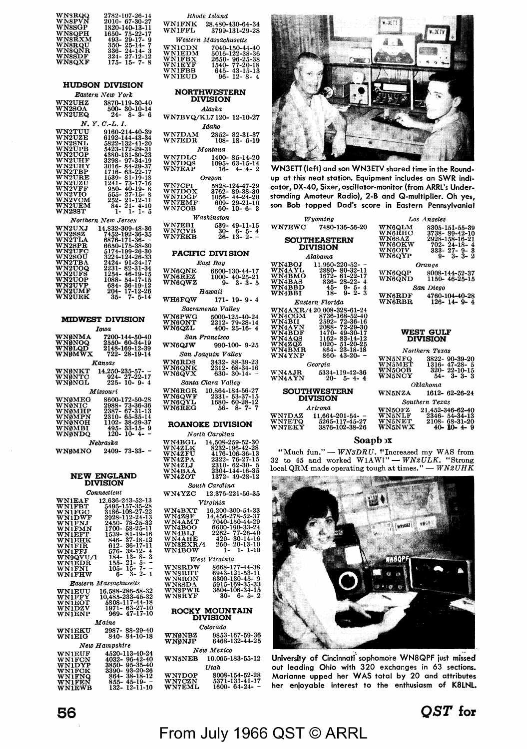WN8RQQ 2782-107-26-14
WN8PVN 2010- 67-30-27
WN8SGP 1820-140-13-11
WN8QPH 1650- 75-22-17
WN8RXM 493- 29-17- 9
WN8RQU 350- 25-14- 7
WN8QNR 336- 24-14- 3
WN8SDF 324- 27-12-12
WN8QXF 175- 15- 7- 8

## HUDSON DIVISION

*Eastern New York*

WN2UHZ 3870-119-30-40
WN2SOA 500- 30-10-14
WN2UEQ 24- 8- 3- 6

*N. Y. C.-L. I.*

WN2TUU 9160-214-40-39
WN2UZE 6192-144-43-34
WN2SNL 5822-132-41-20
WN2UPB 5423-172-29-31
WN2UGP 4380-131-30-23
WN2UHF 3298- 97-34-19
WN2UHY 3016- 84-29-37
WN2TBP 1716- 63-22-17
WN2URE 1539- 81-19-18
WN2UZU 1241- 73-17-16
WN2VFF 950- 40-19- 8
WN2VIO 555- 27-15- 8
WN2VCM 252- 21-12-11
WN2UEM 84- 21- 4-10
WN2SST 1- 1- 1- 5

*Northern New Jersey*

WN2UXJ 14,832-309-48-36
WN2SSZ 7452-192-36-35
WN2TLA 6876-171-36- -
WN2SPR 6650-175-38-30
WN2UPC 5174-199-26-30
WN2SOU 3224-124-26-33
WN2TBA 2424- 91-24-17
WN2UOQ 2231- 82-31-34
WN2UFS 1254- 46-19-15
WN2UOP 1088- 54-17-15
WN2UVP 684- 36-19-12
WN2UMF 204- 17-12-26
WN2UEK 35- 7- 5-14

## MIDWEST DIVISION

*Iowa*

WNØNMA 7200-144-50-40
WNØNOQ 2550- 60-34-19
WNØLQD 2148-169-12-39
WNØMWX 722- 28-19-14

*Kansas*

WNØNKT 14,250-235-57- -
WNØNTC 924- 27-22-17
WNØNGL 225- 10- 9- 4

*Missouri*

WNØMEG 8600-172-50-28
WNØNIC 2988- 73-36-36
WNØMHP 2387- 67-31-13
WNØMPN 2310- 65-35-14
WNØNOH 1102- 38-29-37
WNØMBI 495- 33-15- 9
WNØNDQ 120- 10- 4- -

*Nebraska*

WNØMNO 2409- 73-33- -

## NEW ENGLAND DIVISION

*Connecticut*

WN1EAF 12,636-243-52-13
WN1FBT 5495-157-35-28
WN1FGC 3186-108-27-22
WN1DWF 2928-112-24-13
WN1FNJ 2450- 78-25-32
WN1FMN 1700- 58-25-11
WN1EFT 1539- 81-19-16
WN1EHK 846- 37-18-12
WN1FIR 612- 36-17-11
WN1FFJ 576- 38-12- 4
WN9QVU/1 184- 13- 8- 3
WN1EDR 155- 21- 5- -
WN1FNI 105- 15- 7- -
WN1FHW 6- 3- 2- 1

*Eastern Massachusetts*

WN1EUU 16,588-286-58-32
WN1FFY 10,485-233-45-32
WN1EOT 5808-117-44-18
WN1DZV 1971- 63-27-10
WN1ENP 969- 47-17-10

*Maine*

WN1EKU 2987- 88-29-40
WN1EIG 840- 84-10-18

*New Hampshire*

WN1EUF 4520-113-40-24
WN1FCN 4032- 96-42-40
WN1DYP 3850- 95-35-40
WN1FCK 3390- 93-20-26
WN1FNQ 864- 38-18-12
WN1FEN 855- 45-19- -
WN1EWB 132- 12-11-10

*Rhode Island*

WN1FNK 28,480-430-64-34
WN1FFL 3799-131-29-28

*Western Massachusetts*

WN1CDN 7040-150-44-40
WN1EDM 5016-122-38-36
WN1FBX 2650- 96-25-38
WN1EYF 1540- 77-20-18
WN1FBB 645- 43-15-13
WN1EUD 96- 12- 8- 4

## NORTHWESTERN DIVISION

*Alaska*

WN7BVQ/KL7 120- 12-10-27

*Idaho*

WN7DAM 2852- 82-31-37
WN7EDR 108- 18- 6-19

*Montana*

WN7DLC 1400- 85-14-20
WN7DQS 1095- 63-15-14
WN7EAP 16- 4- 4- 2

*Oregon*

WN7CPI 5828-124-47-29
WN7DOX 3762- 89-38-30
WN7DGF 1056- 44-24-20
WN7EMF 609- 29-21-10
WN7COB 60- 10- 6- 3

*Washington*

WN7EBI 539- 49-11-15
WN7CVB 30- 6- 5- 4
WN7EKB 26- 13- 2- -

## PACIFIC DIVISION

*East Bay*

WN6QNE 6600-130-44-17
WN6REZ 1000- 40-25-21
WN6QWZ 9- 3- 3- 5

*Hawaii*

WH6FQW 171- 19- 9- 4

*Sacramento Valley*

WN6PWG 5000-125-40-24
WN6ONT 2212- 79-28-14
WN6QZL 400- 25-16- 4

*San Francisco*

WN6QJW 990-100- 9-25

*San Joaquin Valley*

WN6RDS 3432- 88-39-23
WN6QNK 2312- 68-34-16
WN6QVX 630- 30-14- -

*Santa Clara Valley*

WN6RGR 10,864-184-56-27
WN6QWF 2331- 53-37-15
WN6QYL 1680- 60-28-12
WN6REG 56- 8- 7- 7

## ROANOKE DIVISION

*North Carolina*

WN4BGL 14,508-259-52-30
WN4ZLK 8232-196-42-28
WN4ZFU 4176-106-36-13
WN4ZPA 2322- 76-27-15
WN4ZLJ 2310- 62-30- 5
WN4BAA 2304-144-16-35
WN4ZOT 1372- 49-28-12

*South Carolina*

WN4YZC 12,376-221-56-35

*Virginia*

WN4BXT 16,200-300-54-33
WN4ZSF 14,456-278-52-37
WN4AMT 7040-150-44-29
WN4BOO 6600-190-33-24
WN4BLJ 2262- 77-26-40
WN4AHE 420- 30-14-16
WN3EXR/4 260- 20-13-10
WN4BOW 1- 1- 1-10

*West Virginia*

WN8RDW 8668-177-44-38
WN8RHT 6943-121-53-11
WN8RON 6300-130-45- 9
WN8SDA 5915-169-35-33
WN8PWR 3604-106-34-15
WN8RYF 30- 6- 5- 2

## ROCKY MOUNTAIN DIVISION

*Colorado*

WNØNBZ 9853-167-59-36
WNØNJP 6468-132-44-25

*New Mexico*

WN5NEB 10,065-183-55-12

*Utah*

WN7DOP 8008-154-52-28
WN7CZN 5371-131-41-17
WN7EML 1600- 64-24- -

WN3ETT (left) and son WN3ETV shared time in the Round-up at this neat station. Equipment includes an SWR indicator, DX-40, Sixer, oscillator-monitor (from ARRL's Understanding Amateur Radio), 2-B and Q-multiplier. Oh yes, son Bob topped Dad's score in Eastern Pennsylvania!

*Wyoming*

WN7EWC 7480-136-56-20

## SOUTHEASTERN DIVISION

*Alabama*

WN4BOJ 11,960-220-52- -
WN4AYL 2880- 80-32-11
WN4BMO 1672- 61-22-17
WN4BAS 836- 28-22- 4
WN4BBD 45- 9- 5- 4
WN4BBI 18- 9- 2- 3

*Eastern Florida*

WN4AXR/4 20,008-328-61-24
WN4CGM 8736-168-52-40
WN4BII 2592- 72-36-16
WN4AVN 2088- 72-29-30
WN4BDF 1470- 49-30-17
WN4AQS 1162- 83-14-12
WN4ZQZ 1020- 51-20-25
WN4BMR 864- 23-18-18
WN4YNP 860- 43-20- -

*Georgia*

WN4AJR 5334-119-42-36
WN4AYN 20- 5- 4- 4

## SOUTHWESTERN DIVISION

*Arizona*

WN7DAZ 11,664-201-54- -
WN7ETQ 5265-117-45-27
WN7EKY 3876-102-38-26

*Los Angeles*

WN6QLM 8305-151-55-39
WN6RHC 3738- 89-42-10
WN6SAZ 2928-158-16-21
WN6OKW 702- 24-18- 4
WN6OIV 333- 27- 9- 3
WN6QYP 9- 3- 3- 2

*Orange*

WN6QQP 8008-144-52-37
WN6QND 1150- 46-25-15

*San Diego*

WN6RDF 4760-104-40-28
WN6RBR 126- 14- 9- 4

## WEST GULF DIVISION

*Northern Texas*

WN5NFQ 3822- 90-39-20
WN5MET 1316- 47-28- 5
WN5OOB 320- 22-10-15
WN5NCY 54- 3- 3- 3

*Oklahoma*

WN5NZA 1612- 62-26-24

*Southern Texas*

WN5OFZ 21,452-346-62-40
WN5NLF 2346- 54-34-13
WN5NET 2108- 68-31-20
WN5NWX 40- 10- 4- 9

## Soapbox

"Much fun." — *WN3DRU.* "Increased my WAS from 32 to 45 and worked W1AW!" — *WN2ULK.* "Strong local QRM made operating tough at times." — *WN2UHK*

University of Cincinnati sophomore WN8QPF just missed out leading Ohio with 320 exchanges in 63 sections. Marianne upped her WAS total by 20 and attributes her enjoyable interest to the enthusiasm of K8LNL.

From July 1966 QST © ARRL